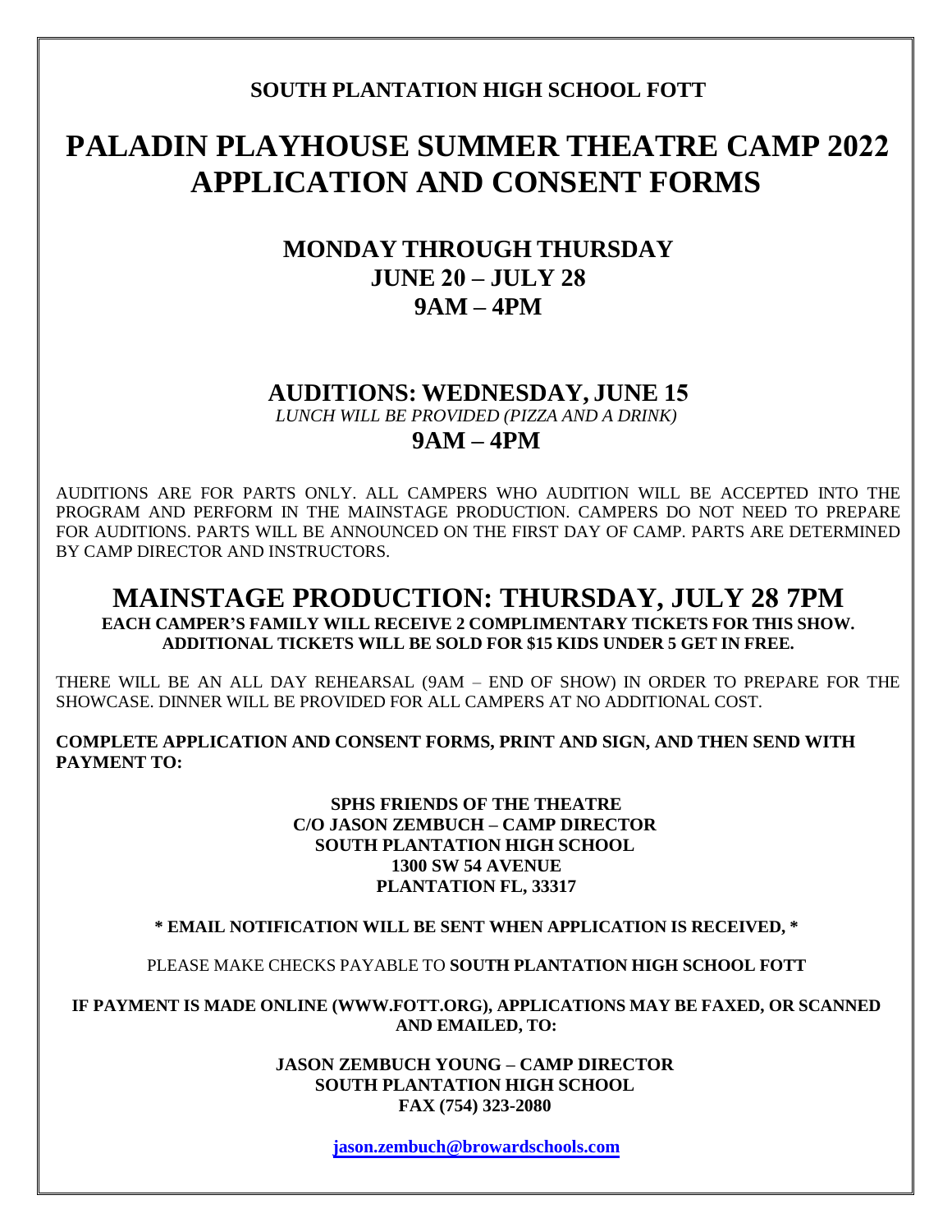**SOUTH PLANTATION HIGH SCHOOL FOTT**

# PALADIN PLAYHOUSE SUMMER THEATRE CAMP 2022 APPLICATION AND CONSENT FORMS

## MONDAY THROUGH THURSDAY
## JUNE 20 – JULY 28
## 9AM – 4PM

## AUDITIONS: WEDNESDAY, JUNE 15

*LUNCH WILL BE PROVIDED (PIZZA AND A DRINK)*

## 9AM – 4PM

AUDITIONS ARE FOR PARTS ONLY. ALL CAMPERS WHO AUDITION WILL BE ACCEPTED INTO THE PROGRAM AND PERFORM IN THE MAINSTAGE PRODUCTION. CAMPERS DO NOT NEED TO PREPARE FOR AUDITIONS. PARTS WILL BE ANNOUNCED ON THE FIRST DAY OF CAMP. PARTS ARE DETERMINED BY CAMP DIRECTOR AND INSTRUCTORS.

# MAINSTAGE PRODUCTION: THURSDAY, JULY 28 7PM

**EACH CAMPER'S FAMILY WILL RECEIVE 2 COMPLIMENTARY TICKETS FOR THIS SHOW. ADDITIONAL TICKETS WILL BE SOLD FOR $15 KIDS UNDER 5 GET IN FREE.**

THERE WILL BE AN ALL DAY REHEARSAL (9AM – END OF SHOW) IN ORDER TO PREPARE FOR THE SHOWCASE. DINNER WILL BE PROVIDED FOR ALL CAMPERS AT NO ADDITIONAL COST.

**COMPLETE APPLICATION AND CONSENT FORMS, PRINT AND SIGN, AND THEN SEND WITH PAYMENT TO:**

**SPHS FRIENDS OF THE THEATRE**
**C/O JASON ZEMBUCH – CAMP DIRECTOR**
**SOUTH PLANTATION HIGH SCHOOL**
**1300 SW 54 AVENUE**
**PLANTATION FL, 33317**

**\* EMAIL NOTIFICATION WILL BE SENT WHEN APPLICATION IS RECEIVED, \***

PLEASE MAKE CHECKS PAYABLE TO **SOUTH PLANTATION HIGH SCHOOL FOTT**

**IF PAYMENT IS MADE ONLINE (WWW.FOTT.ORG), APPLICATIONS MAY BE FAXED, OR SCANNED AND EMAILED, TO:**

**JASON ZEMBUCH YOUNG – CAMP DIRECTOR**
**SOUTH PLANTATION HIGH SCHOOL**
**FAX (754) 323-2080**

**jason.zembuch@browardschools.com**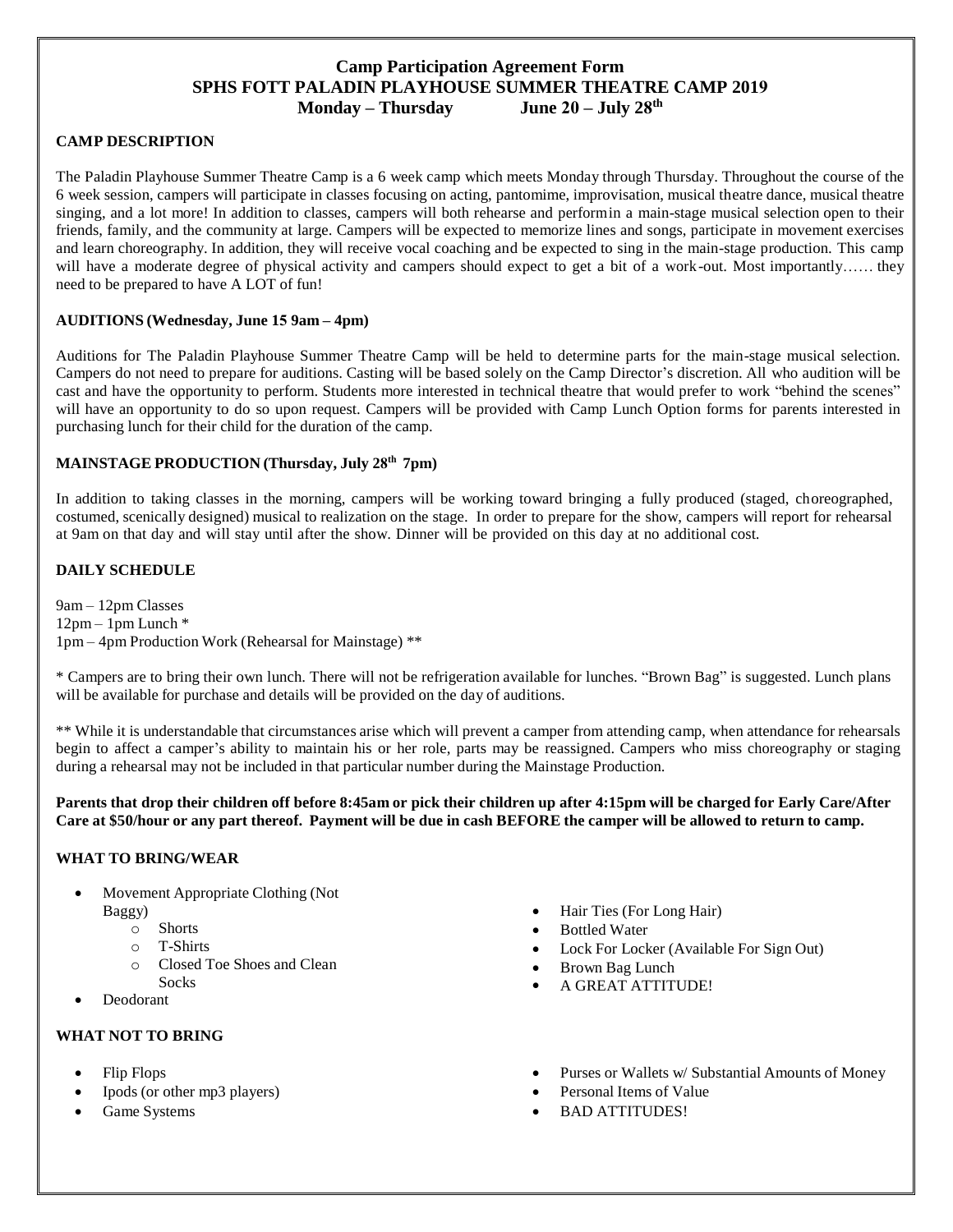# Camp Participation Agreement Form
## SPHS FOTT PALADIN PLAYHOUSE SUMMER THEATRE CAMP 2019
### Monday – Thursday June 20 – July 28th

**CAMP DESCRIPTION**

The Paladin Playhouse Summer Theatre Camp is a 6 week camp which meets Monday through Thursday. Throughout the course of the 6 week session, campers will participate in classes focusing on acting, pantomime, improvisation, musical theatre dance, musical theatre singing, and a lot more! In addition to classes, campers will both rehearse and performin a main-stage musical selection open to their friends, family, and the community at large. Campers will be expected to memorize lines and songs, participate in movement exercises and learn choreography. In addition, they will receive vocal coaching and be expected to sing in the main-stage production. This camp will have a moderate degree of physical activity and campers should expect to get a bit of a work-out. Most importantly…… they need to be prepared to have A LOT of fun!

**AUDITIONS (Wednesday, June 15 9am – 4pm)**

Auditions for The Paladin Playhouse Summer Theatre Camp will be held to determine parts for the main-stage musical selection. Campers do not need to prepare for auditions. Casting will be based solely on the Camp Director's discretion. All who audition will be cast and have the opportunity to perform. Students more interested in technical theatre that would prefer to work "behind the scenes" will have an opportunity to do so upon request. Campers will be provided with Camp Lunch Option forms for parents interested in purchasing lunch for their child for the duration of the camp.

**MAINSTAGE PRODUCTION (Thursday, July 28th 7pm)**

In addition to taking classes in the morning, campers will be working toward bringing a fully produced (staged, choreographed, costumed, scenically designed) musical to realization on the stage. In order to prepare for the show, campers will report for rehearsal at 9am on that day and will stay until after the show. Dinner will be provided on this day at no additional cost.

**DAILY SCHEDULE**

9am – 12pm Classes
12pm – 1pm Lunch *
1pm – 4pm Production Work (Rehearsal for Mainstage) **

* Campers are to bring their own lunch. There will not be refrigeration available for lunches. "Brown Bag" is suggested. Lunch plans will be available for purchase and details will be provided on the day of auditions.

** While it is understandable that circumstances arise which will prevent a camper from attending camp, when attendance for rehearsals begin to affect a camper's ability to maintain his or her role, parts may be reassigned. Campers who miss choreography or staging during a rehearsal may not be included in that particular number during the Mainstage Production.

**Parents that drop their children off before 8:45am or pick their children up after 4:15pm will be charged for Early Care/After Care at $50/hour or any part thereof. Payment will be due in cash BEFORE the camper will be allowed to return to camp.**

**WHAT TO BRING/WEAR**

- Movement Appropriate Clothing (Not Baggy)
  - Shorts
  - T-Shirts
  - Closed Toe Shoes and Clean Socks
- Deodorant
- Hair Ties (For Long Hair)
- Bottled Water
- Lock For Locker (Available For Sign Out)
- Brown Bag Lunch
- A GREAT ATTITUDE!

**WHAT NOT TO BRING**

- Flip Flops
- Ipods (or other mp3 players)
- Game Systems
- Purses or Wallets w/ Substantial Amounts of Money
- Personal Items of Value
- BAD ATTITUDES!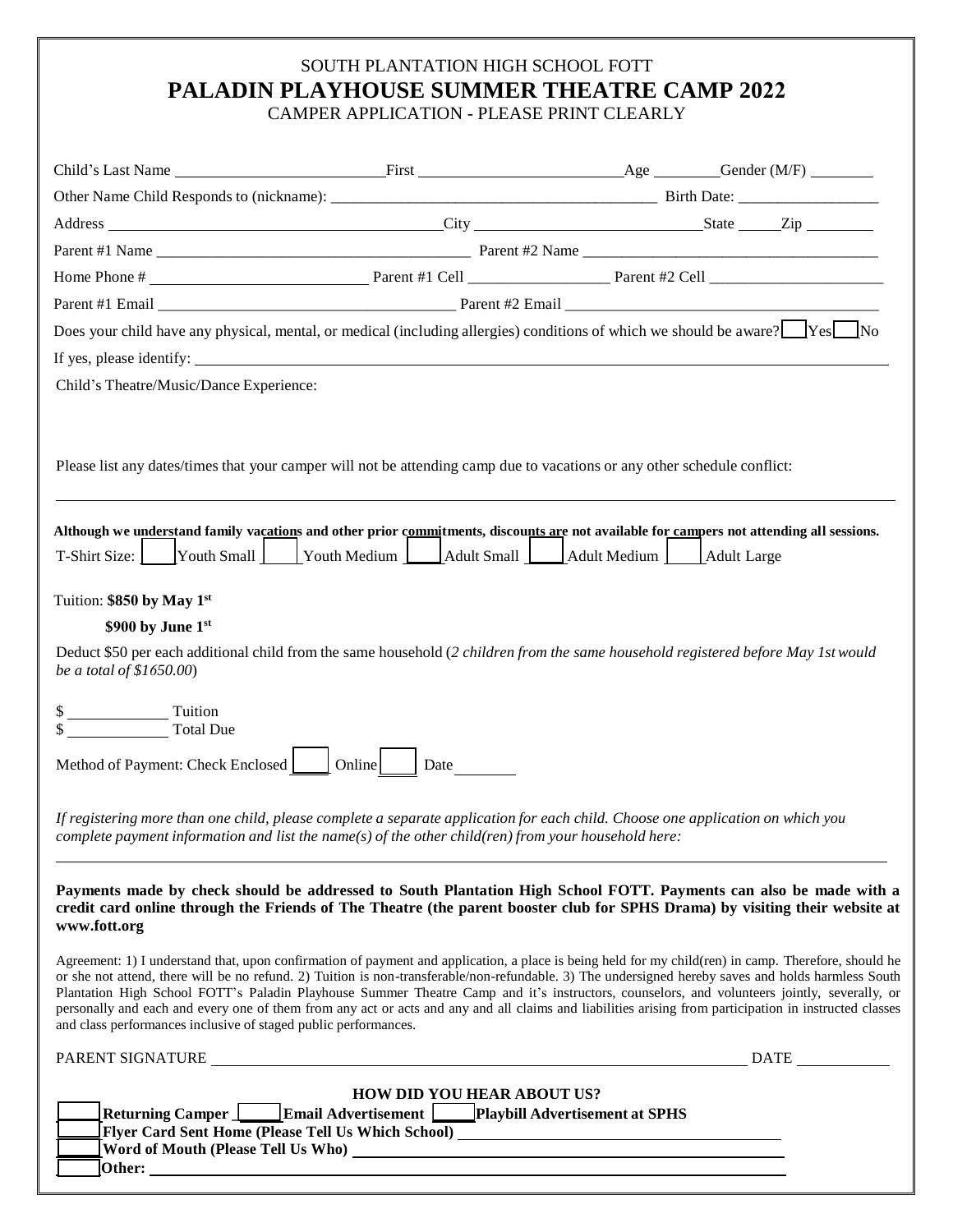SOUTH PLANTATION HIGH SCHOOL FOTT

# PALADIN PLAYHOUSE SUMMER THEATRE CAMP 2022

CAMPER APPLICATION - PLEASE PRINT CLEARLY

Child's Last Name __________________________ First __________________________ Age ________ Gender (M/F) ________

Other Name Child Responds to (nickname): ________________________________________ Birth Date: __________________

Address ____________________________________________ City ____________________________ State ______ Zip _________

Parent #1 Name ________________________________________ Parent #2 Name ________________________________________

Home Phone # ____________________________ Parent #1 Cell __________________ Parent #2 Cell ______________________

Parent #1 Email ______________________________________ Parent #2 Email ________________________________________

Does your child have any physical, mental, or medical (including allergies) conditions of which we should be aware? ☐ Yes ☐ No

If yes, please identify: ________________________________________________________________________________

Child's Theatre/Music/Dance Experience:

Please list any dates/times that your camper will not be attending camp due to vacations or any other schedule conflict:

________________________________________________________________________________________________

**Although we understand family vacations and other prior commitments, discounts are not available for campers not attending all sessions.**

T-Shirt Size: ☐ Youth Small ☐ Youth Medium ☐ Adult Small ☐ Adult Medium ☐ Adult Large

Tuition: **$850 by May 1st**

**$900 by June 1st**

Deduct $50 per each additional child from the same household (*2 children from the same household registered before May 1st would be a total of $1650.00*)

$ ____________ Tuition

$ ____________ Total Due

Method of Payment: Check Enclosed ☐ Online ☐ Date ________

*If registering more than one child, please complete a separate application for each child. Choose one application on which you complete payment information and list the name(s) of the other child(ren) from your household here:*

________________________________________________________________________________________________

**Payments made by check should be addressed to South Plantation High School FOTT. Payments can also be made with a credit card online through the Friends of The Theatre (the parent booster club for SPHS Drama) by visiting their website at www.fott.org**

Agreement: 1) I understand that, upon confirmation of payment and application, a place is being held for my child(ren) in camp. Therefore, should he or she not attend, there will be no refund. 2) Tuition is non-transferable/non-refundable. 3) The undersigned hereby saves and holds harmless South Plantation High School FOTT's Paladin Playhouse Summer Theatre Camp and it's instructors, counselors, and volunteers jointly, severally, or personally and each and every one of them from any act or acts and any and all claims and liabilities arising from participation in instructed classes and class performances inclusive of staged public performances.

PARENT SIGNATURE ______________________________________________________________ DATE ____________

**HOW DID YOU HEAR ABOUT US?**

☐ **Returning Camper** ☐ **Email Advertisement** ☐ **Playbill Advertisement at SPHS**

☐ **Flyer Card Sent Home (Please Tell Us Which School)** ________________________________________

☐ **Word of Mouth (Please Tell Us Who)** ________________________________________

☐ **Other:** ________________________________________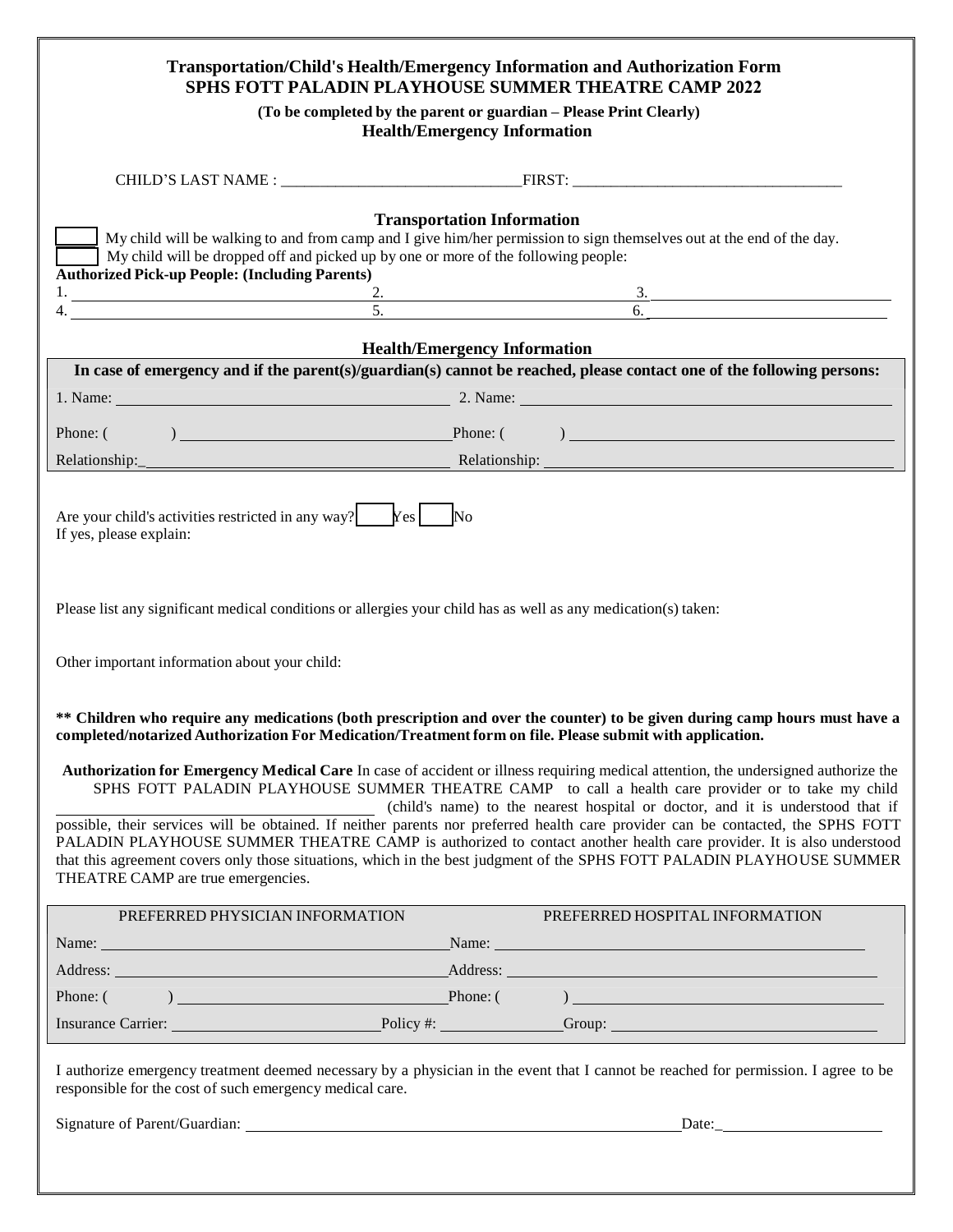# Transportation/Child's Health/Emergency Information and Authorization Form
## SPHS FOTT PALADIN PLAYHOUSE SUMMER THEATRE CAMP 2022

**(To be completed by the parent or guardian – Please Print Clearly)**

**Health/Emergency Information**

CHILD'S LAST NAME : ______________________________ FIRST: ___________________________________

### Transportation Information

☐ My child will be walking to and from camp and I give him/her permission to sign themselves out at the end of the day.

☐ My child will be dropped off and picked up by one or more of the following people:

**Authorized Pick-up People: (Including Parents)**

| | | |
|---|---|---|
| 1. | 2. | 3. |
| 4. | 5. | 6. |

### Health/Emergency Information

| In case of emergency and if the parent(s)/guardian(s) cannot be reached, please contact one of the following persons: | |
|---|---|
| 1. Name: | 2. Name: |
| Phone: ( ) | Phone: ( ) |
| Relationship: | Relationship: |

Are your child's activities restricted in any way? ☐ Yes ☐ No

If yes, please explain:

Please list any significant medical conditions or allergies your child has as well as any medication(s) taken:

Other important information about your child:

**\*\* Children who require any medications (both prescription and over the counter) to be given during camp hours must have a completed/notarized Authorization For Medication/Treatment form on file. Please submit with application.**

**Authorization for Emergency Medical Care** In case of accident or illness requiring medical attention, the undersigned authorize the SPHS FOTT PALADIN PLAYHOUSE SUMMER THEATRE CAMP to call a health care provider or to take my child ______________________________ (child's name) to the nearest hospital or doctor, and it is understood that if possible, their services will be obtained. If neither parents nor preferred health care provider can be contacted, the SPHS FOTT PALADIN PLAYHOUSE SUMMER THEATRE CAMP is authorized to contact another health care provider. It is also understood that this agreement covers only those situations, which in the best judgment of the SPHS FOTT PALADIN PLAYHOUSE SUMMER THEATRE CAMP are true emergencies.

| PREFERRED PHYSICIAN INFORMATION | | PREFERRED HOSPITAL INFORMATION |
|---|---|---|
| Name: | | Name: |
| Address: | | Address: |
| Phone: ( ) | | Phone: ( ) |
| Insurance Carrier: | Policy #: | Group: |

I authorize emergency treatment deemed necessary by a physician in the event that I cannot be reached for permission. I agree to be responsible for the cost of such emergency medical care.

Signature of Parent/Guardian: ______________________________________________ Date: ____________________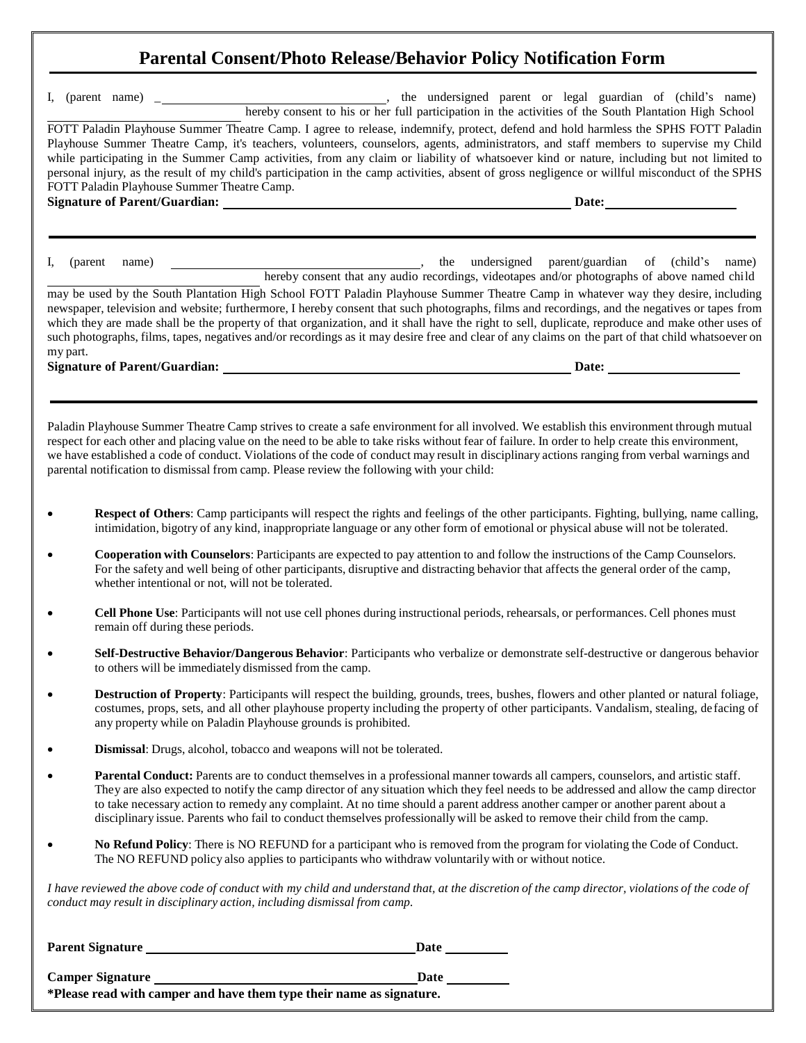# Parental Consent/Photo Release/Behavior Policy Notification Form

I, (parent name) _________________________________, the undersigned parent or legal guardian of (child's name) _________________________ hereby consent to his or her full participation in the activities of the South Plantation High School FOTT Paladin Playhouse Summer Theatre Camp. I agree to release, indemnify, protect, defend and hold harmless the SPHS FOTT Paladin Playhouse Summer Theatre Camp, it's teachers, volunteers, counselors, agents, administrators, and staff members to supervise my Child while participating in the Summer Camp activities, from any claim or liability of whatsoever kind or nature, including but not limited to personal injury, as the result of my child's participation in the camp activities, absent of gross negligence or willful misconduct of the SPHS FOTT Paladin Playhouse Summer Theatre Camp.

**Signature of Parent/Guardian:** _______________________________________________ **Date:** ________________

---

I, (parent name) _________________________________, the undersigned parent/guardian of (child's name) _________________________ hereby consent that any audio recordings, videotapes and/or photographs of above named child may be used by the South Plantation High School FOTT Paladin Playhouse Summer Theatre Camp in whatever way they desire, including newspaper, television and website; furthermore, I hereby consent that such photographs, films and recordings, and the negatives or tapes from which they are made shall be the property of that organization, and it shall have the right to sell, duplicate, reproduce and make other uses of such photographs, films, tapes, negatives and/or recordings as it may desire free and clear of any claims on the part of that child whatsoever on my part.

**Signature of Parent/Guardian:** _______________________________________________ **Date:** ________________

---

Paladin Playhouse Summer Theatre Camp strives to create a safe environment for all involved. We establish this environment through mutual respect for each other and placing value on the need to be able to take risks without fear of failure. In order to help create this environment, we have established a code of conduct. Violations of the code of conduct may result in disciplinary actions ranging from verbal warnings and parental notification to dismissal from camp. Please review the following with your child:

- **Respect of Others**: Camp participants will respect the rights and feelings of the other participants. Fighting, bullying, name calling, intimidation, bigotry of any kind, inappropriate language or any other form of emotional or physical abuse will not be tolerated.
- **Cooperation with Counselors**: Participants are expected to pay attention to and follow the instructions of the Camp Counselors. For the safety and well being of other participants, disruptive and distracting behavior that affects the general order of the camp, whether intentional or not, will not be tolerated.
- **Cell Phone Use**: Participants will not use cell phones during instructional periods, rehearsals, or performances. Cell phones must remain off during these periods.
- **Self-Destructive Behavior/Dangerous Behavior**: Participants who verbalize or demonstrate self-destructive or dangerous behavior to others will be immediately dismissed from the camp.
- **Destruction of Property**: Participants will respect the building, grounds, trees, bushes, flowers and other planted or natural foliage, costumes, props, sets, and all other playhouse property including the property of other participants. Vandalism, stealing, defacing of any property while on Paladin Playhouse grounds is prohibited.
- **Dismissal**: Drugs, alcohol, tobacco and weapons will not be tolerated.
- **Parental Conduct:** Parents are to conduct themselves in a professional manner towards all campers, counselors, and artistic staff. They are also expected to notify the camp director of any situation which they feel needs to be addressed and allow the camp director to take necessary action to remedy any complaint. At no time should a parent address another camper or another parent about a disciplinary issue. Parents who fail to conduct themselves professionally will be asked to remove their child from the camp.
- **No Refund Policy**: There is NO REFUND for a participant who is removed from the program for violating the Code of Conduct. The NO REFUND policy also applies to participants who withdraw voluntarily with or without notice.

*I have reviewed the above code of conduct with my child and understand that, at the discretion of the camp director, violations of the code of conduct may result in disciplinary action, including dismissal from camp.*

**Parent Signature** ________________________________________ **Date** __________

**Camper Signature** ________________________________________ **Date** __________

**\*Please read with camper and have them type their name as signature.**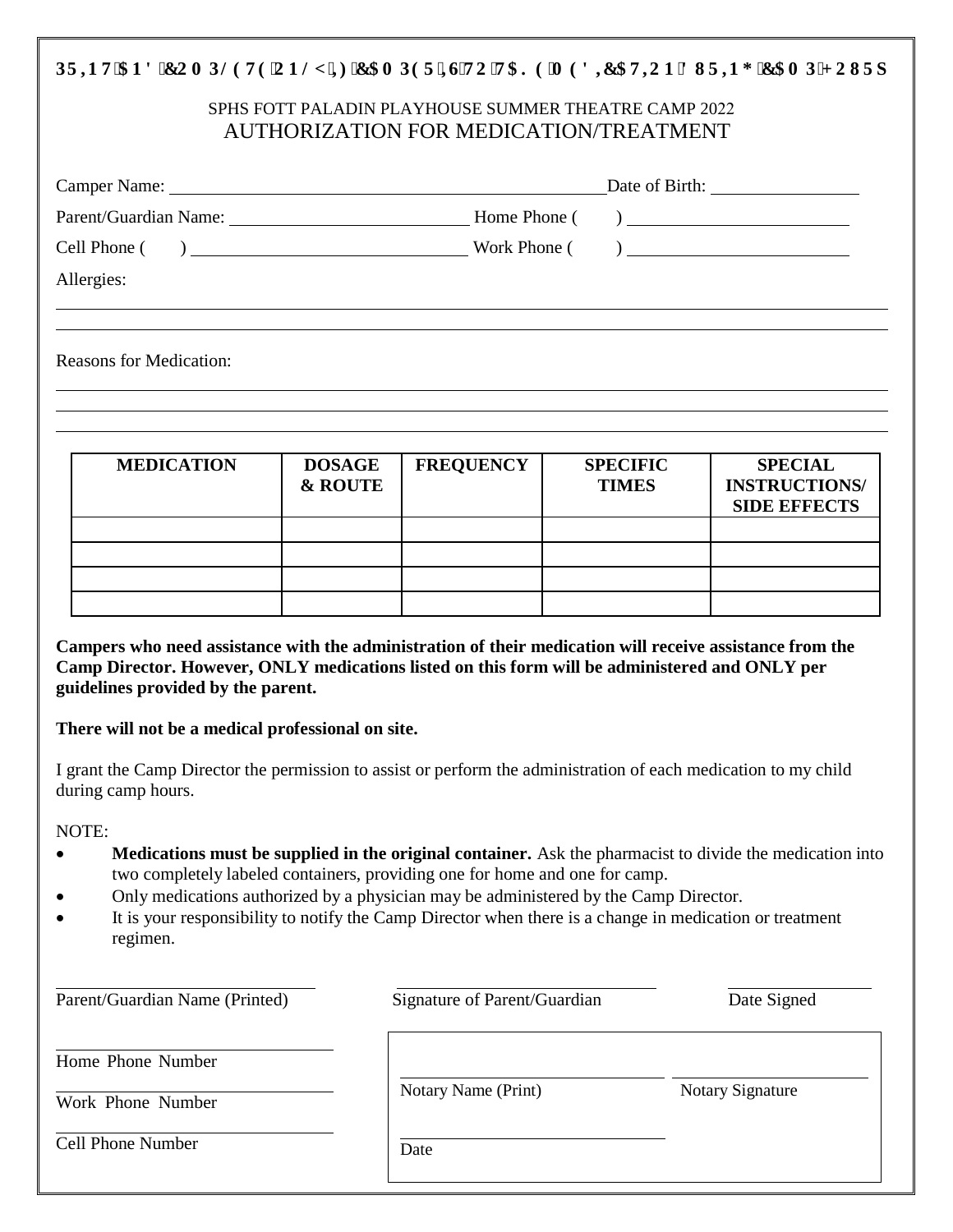**35,17$1' &203/(7( 21/<,) &$03(5,672 7$.( 0(',&$7,21 '85,1* &$03+285S**

SPHS FOTT PALADIN PLAYHOUSE SUMMER THEATRE CAMP 2022

AUTHORIZATION FOR MEDICATION/TREATMENT

Camper Name: ______________________________ Date of Birth: ______________

Parent/Guardian Name: ______________________ Home Phone ( ) ______________________

Cell Phone ( ) ______________________ Work Phone ( ) ______________________

Allergies:

______________________________________________________________________

______________________________________________________________________

Reasons for Medication:

______________________________________________________________________

______________________________________________________________________

______________________________________________________________________

| MEDICATION | DOSAGE & ROUTE | FREQUENCY | SPECIFIC TIMES | SPECIAL INSTRUCTIONS/ SIDE EFFECTS |
|---|---|---|---|---|
| | | | | |
| | | | | |
| | | | | |
| | | | | |

**Campers who need assistance with the administration of their medication will receive assistance from the Camp Director. However, ONLY medications listed on this form will be administered and ONLY per guidelines provided by the parent.**

**There will not be a medical professional on site.**

I grant the Camp Director the permission to assist or perform the administration of each medication to my child during camp hours.

NOTE:

- **Medications must be supplied in the original container.** Ask the pharmacist to divide the medication into two completely labeled containers, providing one for home and one for camp.
- Only medications authorized by a physician may be administered by the Camp Director.
- It is your responsibility to notify the Camp Director when there is a change in medication or treatment regimen.

______________________________ ______________________________ ______________

Parent/Guardian Name (Printed) Signature of Parent/Guardian Date Signed

______________________________

Home Phone Number

______________________________

Work Phone Number

______________________________

Cell Phone Number

______________________________ ______________________________

Notary Name (Print) Notary Signature

______________________________

Date